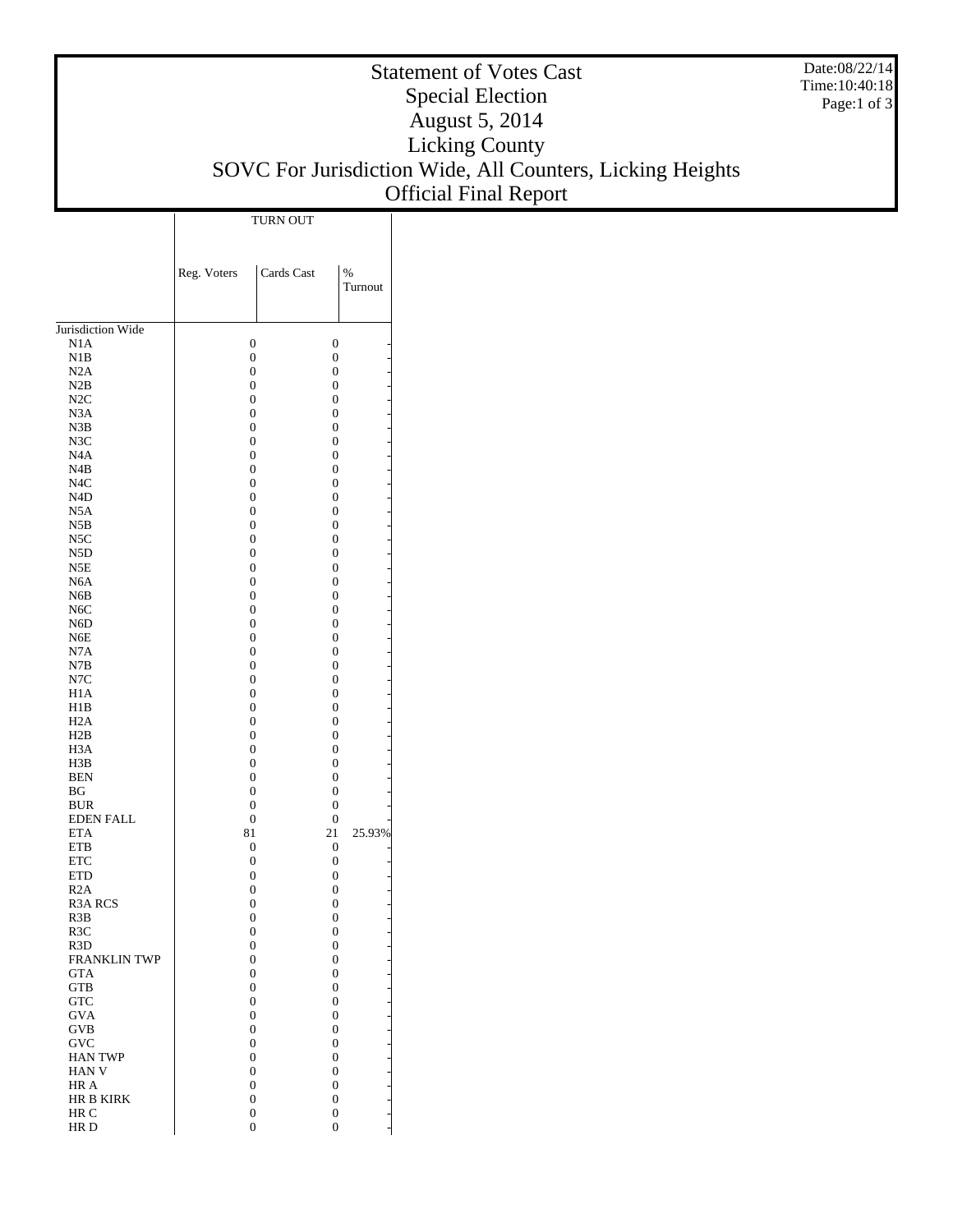# Statement of Votes Cast
## Special Election
## August 5, 2014
## Licking County
## SOVC For Jurisdiction Wide, All Counters, Licking Heights
## Official Final Report

Date:08/22/14
Time:10:40:18

| | TURN OUT | | |
|---|---|---|---|
| | Reg. Voters | Cards Cast | % Turnout |
| Jurisdiction Wide | | | |
| N1A | 0 | 0 | - |
| N1B | 0 | 0 | - |
| N2A | 0 | 0 | - |
| N2B | 0 | 0 | - |
| N2C | 0 | 0 | - |
| N3A | 0 | 0 | - |
| N3B | 0 | 0 | - |
| N3C | 0 | 0 | - |
| N4A | 0 | 0 | - |
| N4B | 0 | 0 | - |
| N4C | 0 | 0 | - |
| N4D | 0 | 0 | - |
| N5A | 0 | 0 | - |
| N5B | 0 | 0 | - |
| N5C | 0 | 0 | - |
| N5D | 0 | 0 | - |
| N5E | 0 | 0 | - |
| N6A | 0 | 0 | - |
| N6B | 0 | 0 | - |
| N6C | 0 | 0 | - |
| N6D | 0 | 0 | - |
| N6E | 0 | 0 | - |
| N7A | 0 | 0 | - |
| N7B | 0 | 0 | - |
| N7C | 0 | 0 | - |
| H1A | 0 | 0 | - |
| H1B | 0 | 0 | - |
| H2A | 0 | 0 | - |
| H2B | 0 | 0 | - |
| H3A | 0 | 0 | - |
| H3B | 0 | 0 | - |
| BEN | 0 | 0 | - |
| BG | 0 | 0 | - |
| BUR | 0 | 0 | - |
| EDEN FALL | 0 | 0 | - |
| ETA | 81 | 21 | 25.93% |
| ETB | 0 | 0 | - |
| ETC | 0 | 0 | - |
| ETD | 0 | 0 | - |
| R2A | 0 | 0 | - |
| R3A RCS | 0 | 0 | - |
| R3B | 0 | 0 | - |
| R3C | 0 | 0 | - |
| R3D | 0 | 0 | - |
| FRANKLIN TWP | 0 | 0 | - |
| GTA | 0 | 0 | - |
| GTB | 0 | 0 | - |
| GTC | 0 | 0 | - |
| GVA | 0 | 0 | - |
| GVB | 0 | 0 | - |
| GVC | 0 | 0 | - |
| HAN TWP | 0 | 0 | - |
| HAN V | 0 | 0 | - |
| HR A | 0 | 0 | - |
| HR B KIRK | 0 | 0 | - |
| HR C | 0 | 0 | - |
| HR D | 0 | 0 | - |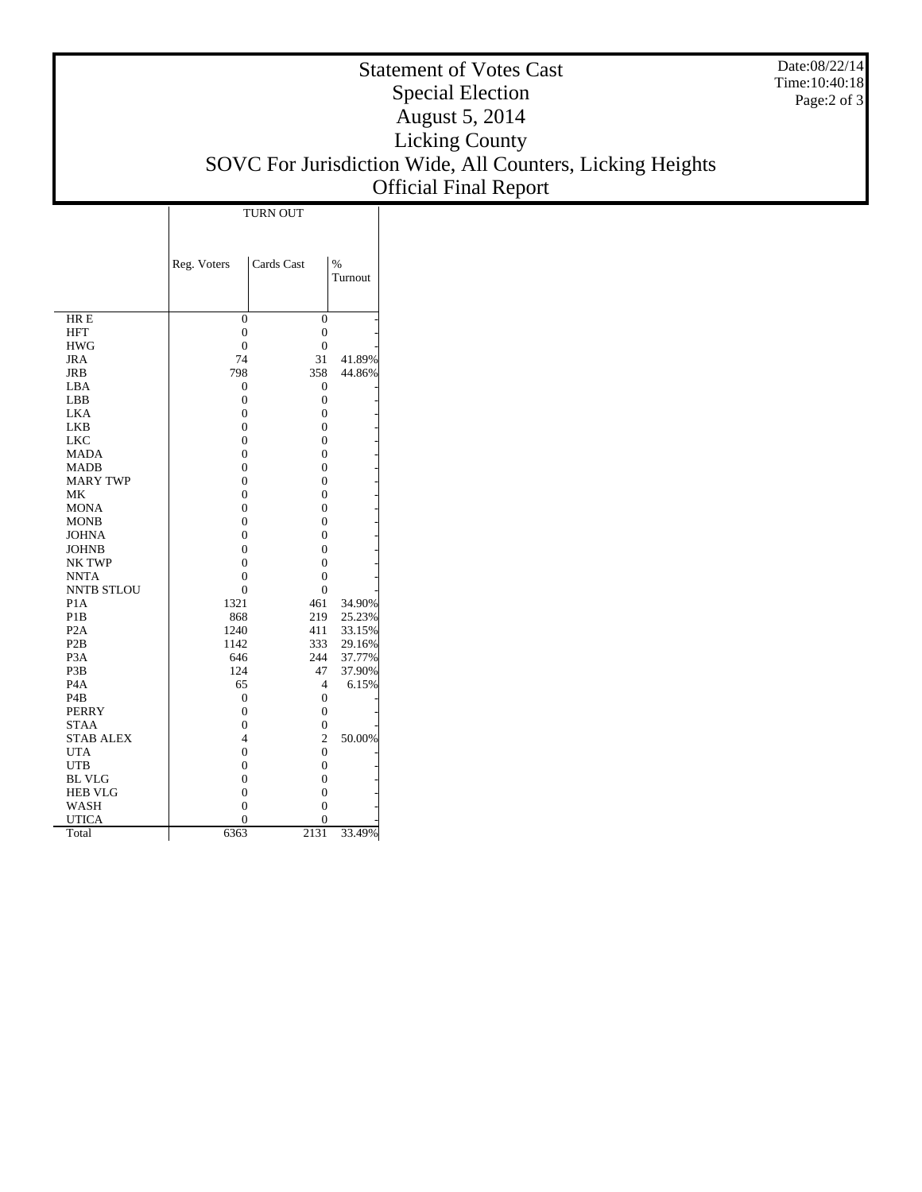# Statement of Votes Cast
## Special Election
## August 5, 2014
## Licking County
## SOVC For Jurisdiction Wide, All Counters, Licking Heights
## Official Final Report

Date:08/22/14
Time:10:40:18

| | TURN OUT | | |
|---|---|---|---|
| | Reg. Voters | Cards Cast | % Turnout |
| HR E | 0 | 0 | - |
| HFT | 0 | 0 | - |
| HWG | 0 | 0 | - |
| JRA | 74 | 31 | 41.89% |
| JRB | 798 | 358 | 44.86% |
| LBA | 0 | 0 | - |
| LBB | 0 | 0 | - |
| LKA | 0 | 0 | - |
| LKB | 0 | 0 | - |
| LKC | 0 | 0 | - |
| MADA | 0 | 0 | - |
| MADB | 0 | 0 | - |
| MARY TWP | 0 | 0 | - |
| MK | 0 | 0 | - |
| MONA | 0 | 0 | - |
| MONB | 0 | 0 | - |
| JOHNA | 0 | 0 | - |
| JOHNB | 0 | 0 | - |
| NK TWP | 0 | 0 | - |
| NNTA | 0 | 0 | - |
| NNTB STLOU | 0 | 0 | - |
| P1A | 1321 | 461 | 34.90% |
| P1B | 868 | 219 | 25.23% |
| P2A | 1240 | 411 | 33.15% |
| P2B | 1142 | 333 | 29.16% |
| P3A | 646 | 244 | 37.77% |
| P3B | 124 | 47 | 37.90% |
| P4A | 65 | 4 | 6.15% |
| P4B | 0 | 0 | - |
| PERRY | 0 | 0 | - |
| STAA | 0 | 0 | - |
| STAB ALEX | 4 | 2 | 50.00% |
| UTA | 0 | 0 | - |
| UTB | 0 | 0 | - |
| BL VLG | 0 | 0 | - |
| HEB VLG | 0 | 0 | - |
| WASH | 0 | 0 | - |
| UTICA | 0 | 0 | - |
| Total | 6363 | 2131 | 33.49% |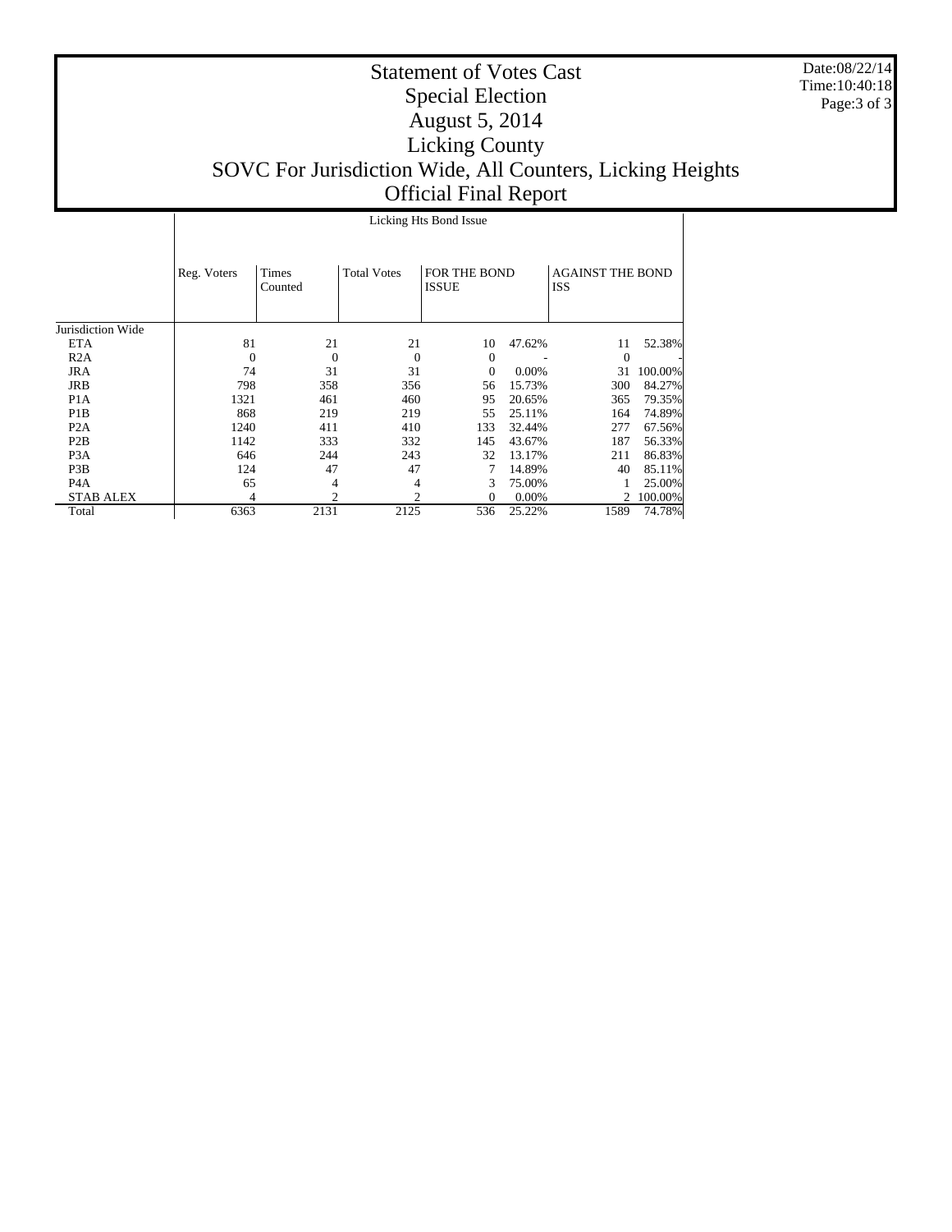# Statement of Votes Cast
## Special Election
## August 5, 2014
## Licking County
## SOVC For Jurisdiction Wide, All Counters, Licking Heights
## Official Final Report

Licking Hts Bond Issue

| | Reg. Voters | Times Counted | Total Votes | FOR THE BOND ISSUE | | AGAINST THE BOND ISS | |
|---|---|---|---|---|---|---|---|
| Jurisdiction Wide | | | | | | | |
| ETA | 81 | 21 | 21 | 10 | 47.62% | 11 | 52.38% |
| R2A | 0 | 0 | 0 | 0 | - | 0 | - |
| JRA | 74 | 31 | 31 | 0 | 0.00% | 31 | 100.00% |
| JRB | 798 | 358 | 356 | 56 | 15.73% | 300 | 84.27% |
| P1A | 1321 | 461 | 460 | 95 | 20.65% | 365 | 79.35% |
| P1B | 868 | 219 | 219 | 55 | 25.11% | 164 | 74.89% |
| P2A | 1240 | 411 | 410 | 133 | 32.44% | 277 | 67.56% |
| P2B | 1142 | 333 | 332 | 145 | 43.67% | 187 | 56.33% |
| P3A | 646 | 244 | 243 | 32 | 13.17% | 211 | 86.83% |
| P3B | 124 | 47 | 47 | 7 | 14.89% | 40 | 85.11% |
| P4A | 65 | 4 | 4 | 3 | 75.00% | 1 | 25.00% |
| STAB ALEX | 4 | 2 | 2 | 0 | 0.00% | 2 | 100.00% |
| Total | 6363 | 2131 | 2125 | 536 | 25.22% | 1589 | 74.78% |